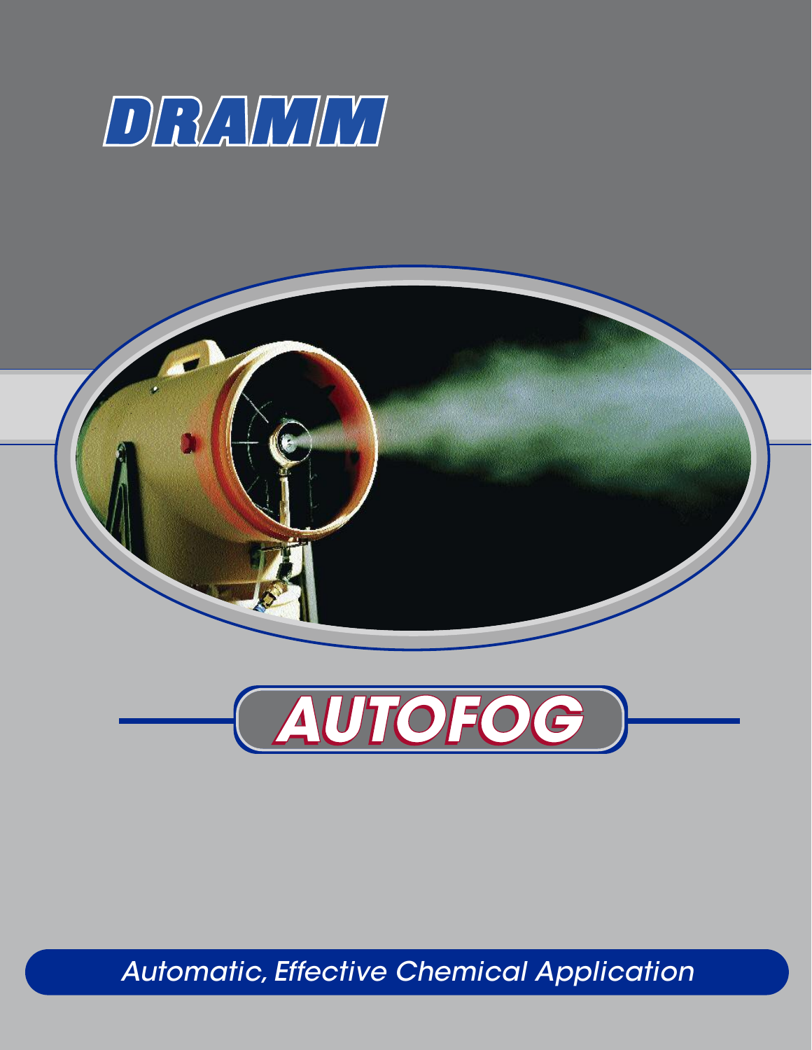# DRAMM

# AUTOFOG

*Automatic, Effective Chemical Application*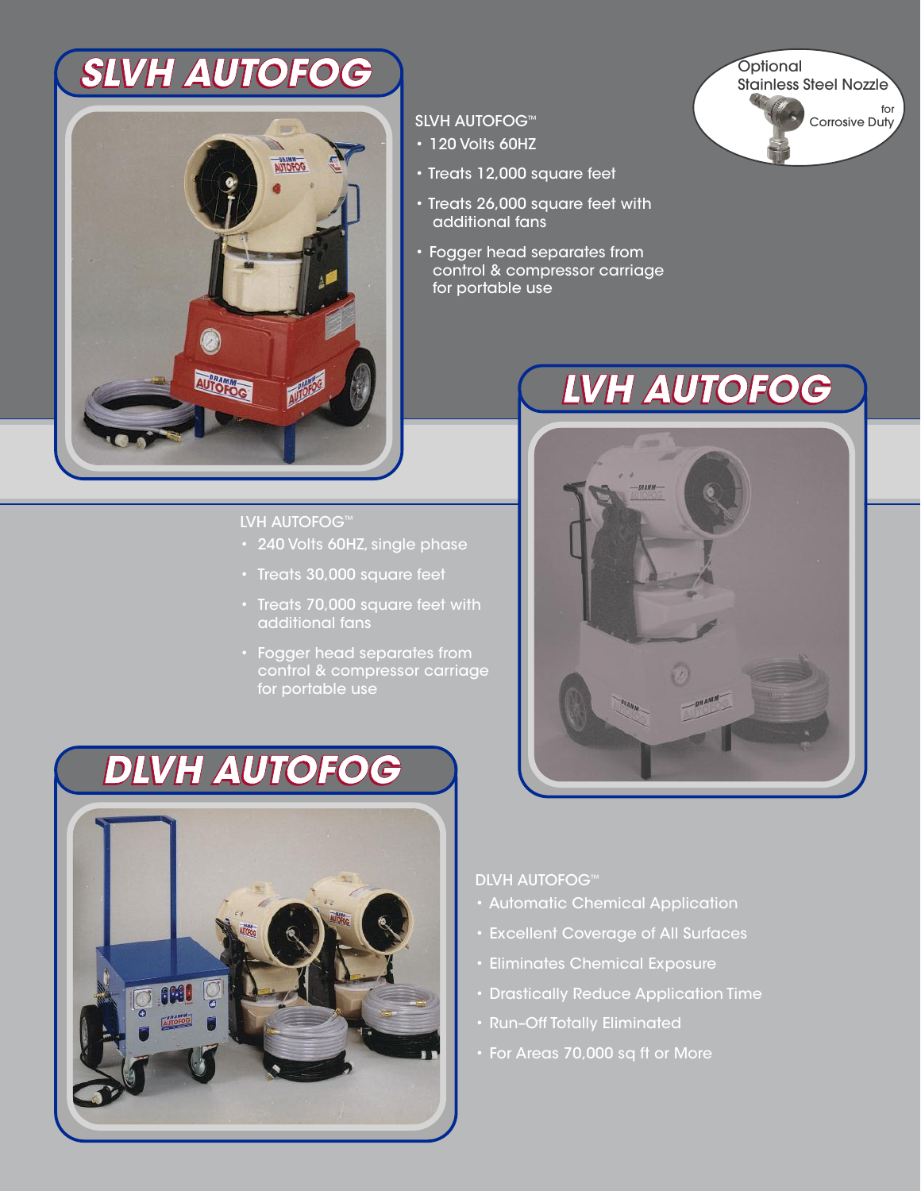# SLVH AUTOFOG

SLVH AUTOFOG™

- 120 Volts 60HZ
- Treats 12,000 square feet
- Treats 26,000 square feet with additional fans
- Fogger head separates from control & compressor carriage for portable use

Optional Stainless Steel Nozzle for Corrosive Duty

# LVH AUTOFOG

LVH AUTOFOG™

- 240 Volts 60HZ, single phase
- Treats 30,000 square feet
- Treats 70,000 square feet with additional fans
- Fogger head separates from control & compressor carriage for portable use

# DLVH AUTOFOG

DLVH AUTOFOG™

- Automatic Chemical Application
- Excellent Coverage of All Surfaces
- Eliminates Chemical Exposure
- Drastically Reduce Application Time
- Run–Off Totally Eliminated
- For Areas 70,000 sq ft or More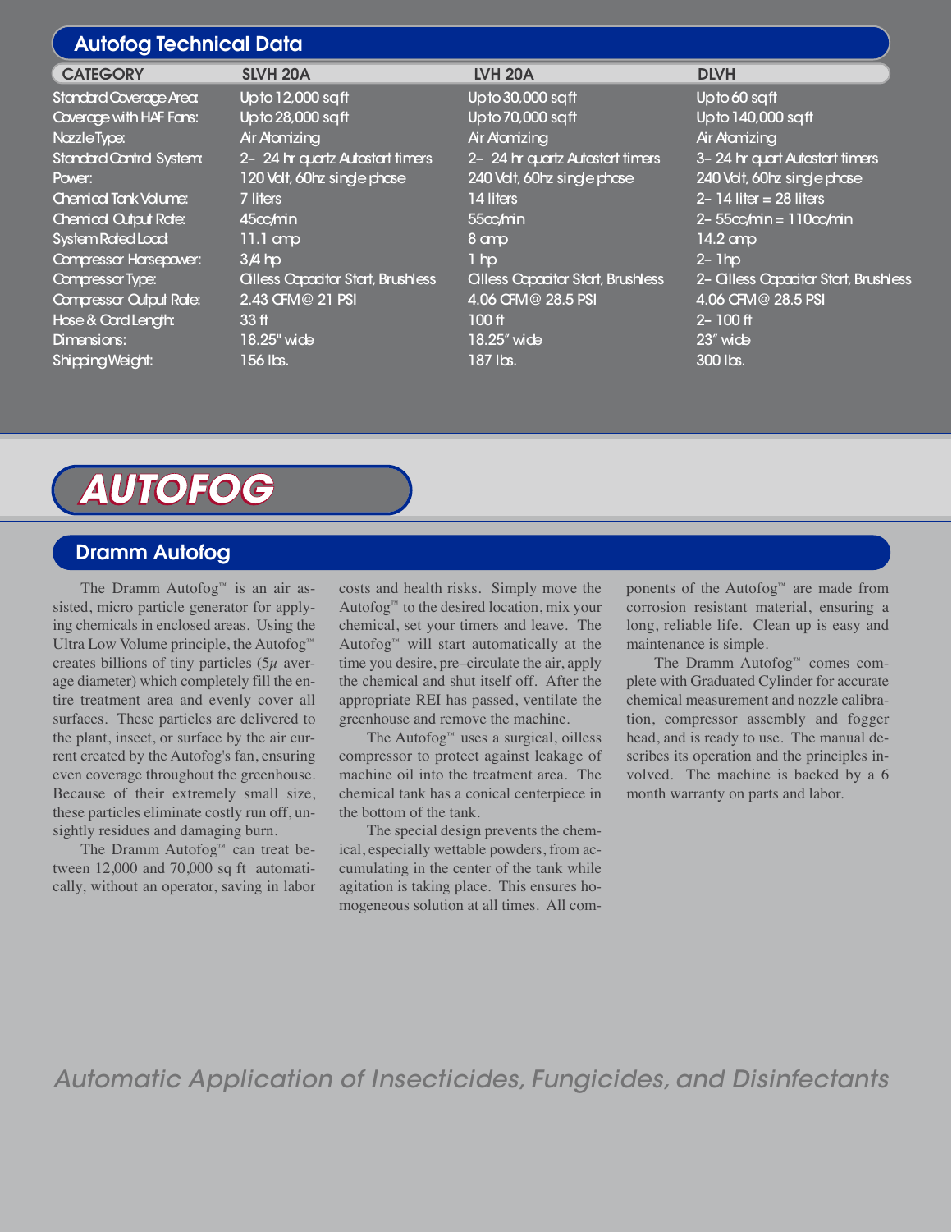## Autofog Technical Data

| CATEGORY | SLVH 20A | LVH 20A | DLVH |
|---|---|---|---|
| Standard Coverage Area: | Up to 12,000 sq ft | Up to 30,000 sq ft | Up to 60 sq ft |
| Coverage with HAF Fans: | Up to 28,000 sq ft | Up to 70,000 sq ft | Up to 140,000 sq ft |
| Nozzle Type: | Air Atomizing | Air Atomizing | Air Atomizing |
| Standard Control System: | 2– 24 hr quartz Autostart timers | 2– 24 hr quartz Autostart timers | 3– 24 hr quart Autostart timers |
| Power: | 120 Volt, 60hz single phase | 240 Volt, 60hz single phase | 240 Volt, 60hz single phase |
| Chemical Tank Volume: | 7 liters | 14 liters | 2– 14 liter = 28 liters |
| Chemical Output Rate: | 45cc/min | 55cc/min | 2– 55cc/min = 110cc/min |
| System Rated Load: | 11.1 amp | 8 amp | 14.2 amp |
| Compressor Horsepower: | 3/4 hp | 1 hp | 2– 1hp |
| Compressor Type: | Oilless Capacitor Start, Brushless | Oilless Capacitor Start, Brushless | 2– Oilless Capacitor Start, Brushless |
| Compressor Output Rate: | 2.43 CFM @ 21 PSI | 4.06 CFM @ 28.5 PSI | 4.06 CFM @ 28.5 PSI |
| Hose & Cord Length: | 33 ft | 100 ft | 2– 100 ft |
| Dimensions: | 18.25" wide | 18.25" wide | 23" wide |
| Shipping Weight: | 156 lbs. | 187 lbs. | 300 lbs. |

# AUTOFOG

## Dramm Autofog

The Dramm Autofog™ is an air assisted, micro particle generator for applying chemicals in enclosed areas. Using the Ultra Low Volume principle, the Autofog™ creates billions of tiny particles (5$\mu$ average diameter) which completely fill the entire treatment area and evenly cover all surfaces. These particles are delivered to the plant, insect, or surface by the air current created by the Autofog's fan, ensuring even coverage throughout the greenhouse. Because of their extremely small size, these particles eliminate costly run off, unsightly residues and damaging burn.

The Dramm Autofog™ can treat between 12,000 and 70,000 sq ft automatically, without an operator, saving in labor costs and health risks. Simply move the Autofog™ to the desired location, mix your chemical, set your timers and leave. The Autofog™ will start automatically at the time you desire, pre–circulate the air, apply the chemical and shut itself off. After the appropriate REI has passed, ventilate the greenhouse and remove the machine.

The Autofog™ uses a surgical, oilless compressor to protect against leakage of machine oil into the treatment area. The chemical tank has a conical centerpiece in the bottom of the tank.

The special design prevents the chemical, especially wettable powders, from accumulating in the center of the tank while agitation is taking place. This ensures homogeneous solution at all times. All components of the Autofog™ are made from corrosion resistant material, ensuring a long, reliable life. Clean up is easy and maintenance is simple.

The Dramm Autofog™ comes complete with Graduated Cylinder for accurate chemical measurement and nozzle calibration, compressor assembly and fogger head, and is ready to use. The manual describes its operation and the principles involved. The machine is backed by a 6 month warranty on parts and labor.

*Automatic Application of Insecticides, Fungicides, and Disinfectants*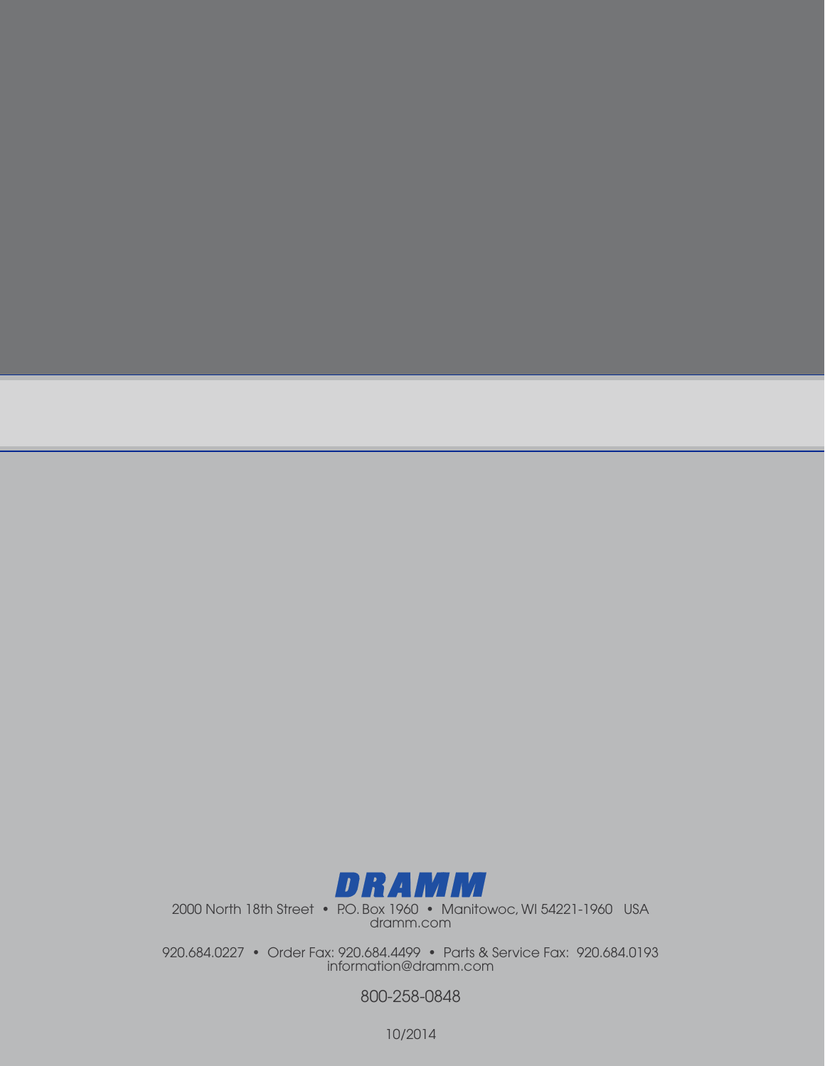**DRAMM**

2000 North 18th Street • P.O. Box 1960 • Manitowoc, WI 54221-1960 USA
dramm.com

920.684.0227 • Order Fax: 920.684.4499 • Parts & Service Fax: 920.684.0193
information@dramm.com

800-258-0848

10/2014